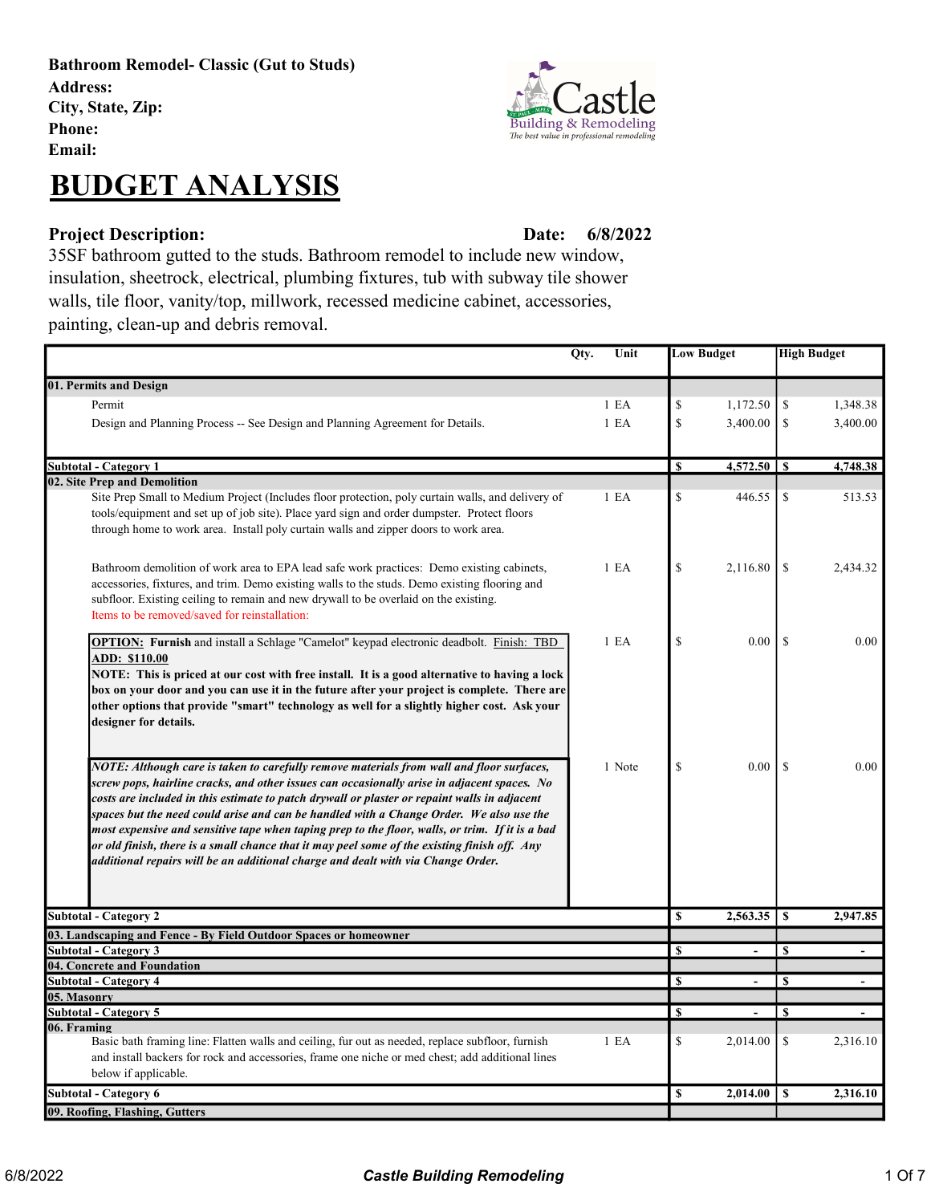**Bathroom Remodel- Classic (Gut to Studs)**
**Address:**
**City, State, Zip:**
**Phone:**
**Email:**

# BUDGET ANALYSIS

**Project Description:** **Date: 6/8/2022**

35SF bathroom gutted to the studs. Bathroom remodel to include new window, insulation, sheetrock, electrical, plumbing fixtures, tub with subway tile shower walls, tile floor, vanity/top, millwork, recessed medicine cabinet, accessories, painting, clean-up and debris removal.

| | Qty. | Unit | Low Budget | High Budget |
|---|---|---|---|---|
| **01. Permits and Design** | | | | |
| Permit | 1 | EA | $ 1,172.50 | $ 1,348.38 |
| Design and Planning Process -- See Design and Planning Agreement for Details. | 1 | EA | $ 3,400.00 | $ 3,400.00 |
| **Subtotal - Category 1** | | | **$ 4,572.50** | **$ 4,748.38** |
| **02. Site Prep and Demolition** | | | | |
| Site Prep Small to Medium Project (Includes floor protection, poly curtain walls, and delivery of tools/equipment and set up of job site). Place yard sign and order dumpster. Protect floors through home to work area. Install poly curtain walls and zipper doors to work area. | 1 | EA | $ 446.55 | $ 513.53 |
| Bathroom demolition of work area to EPA lead safe work practices: Demo existing cabinets, accessories, fixtures, and trim. Demo existing walls to the studs. Demo existing flooring and subfloor. Existing ceiling to remain and new drywall to be overlaid on the existing. Items to be removed/saved for reinstallation: | 1 | EA | $ 2,116.80 | $ 2,434.32 |
| **OPTION: Furnish** and install a Schlage "Camelot" keypad electronic deadbolt. Finish: TBD **ADD: $110.00** **NOTE: This is priced at our cost with free install. It is a good alternative to having a lock box on your door and you can use it in the future after your project is complete. There are other options that provide "smart" technology as well for a slightly higher cost. Ask your designer for details.** | 1 | EA | $ 0.00 | $ 0.00 |
| ***NOTE: Although care is taken to carefully remove materials from wall and floor surfaces, screw pops, hairline cracks, and other issues can occasionally arise in adjacent spaces. No costs are included in this estimate to patch drywall or plaster or repaint walls in adjacent spaces but the need could arise and can be handled with a Change Order. We also use the most expensive and sensitive tape when taping prep to the floor, walls, or trim. If it is a bad or old finish, there is a small chance that it may peel some of the existing finish off. Any additional repairs will be an additional charge and dealt with via Change Order.*** | 1 | Note | $ 0.00 | $ 0.00 |
| **Subtotal - Category 2** | | | **$ 2,563.35** | **$ 2,947.85** |
| **03. Landscaping and Fence - By Field Outdoor Spaces or homeowner** | | | | |
| **Subtotal - Category 3** | | | **$ -** | **$ -** |
| **04. Concrete and Foundation** | | | | |
| **Subtotal - Category 4** | | | **$ -** | **$ -** |
| **05. Masonry** | | | | |
| **Subtotal - Category 5** | | | **$ -** | **$ -** |
| **06. Framing** | | | | |
| Basic bath framing line: Flatten walls and ceiling, fur out as needed, replace subfloor, furnish and install backers for rock and accessories, frame one niche or med chest; add additional lines below if applicable. | 1 | EA | $ 2,014.00 | $ 2,316.10 |
| **Subtotal - Category 6** | | | **$ 2,014.00** | **$ 2,316.10** |
| **09. Roofing, Flashing, Gutters** | | | | |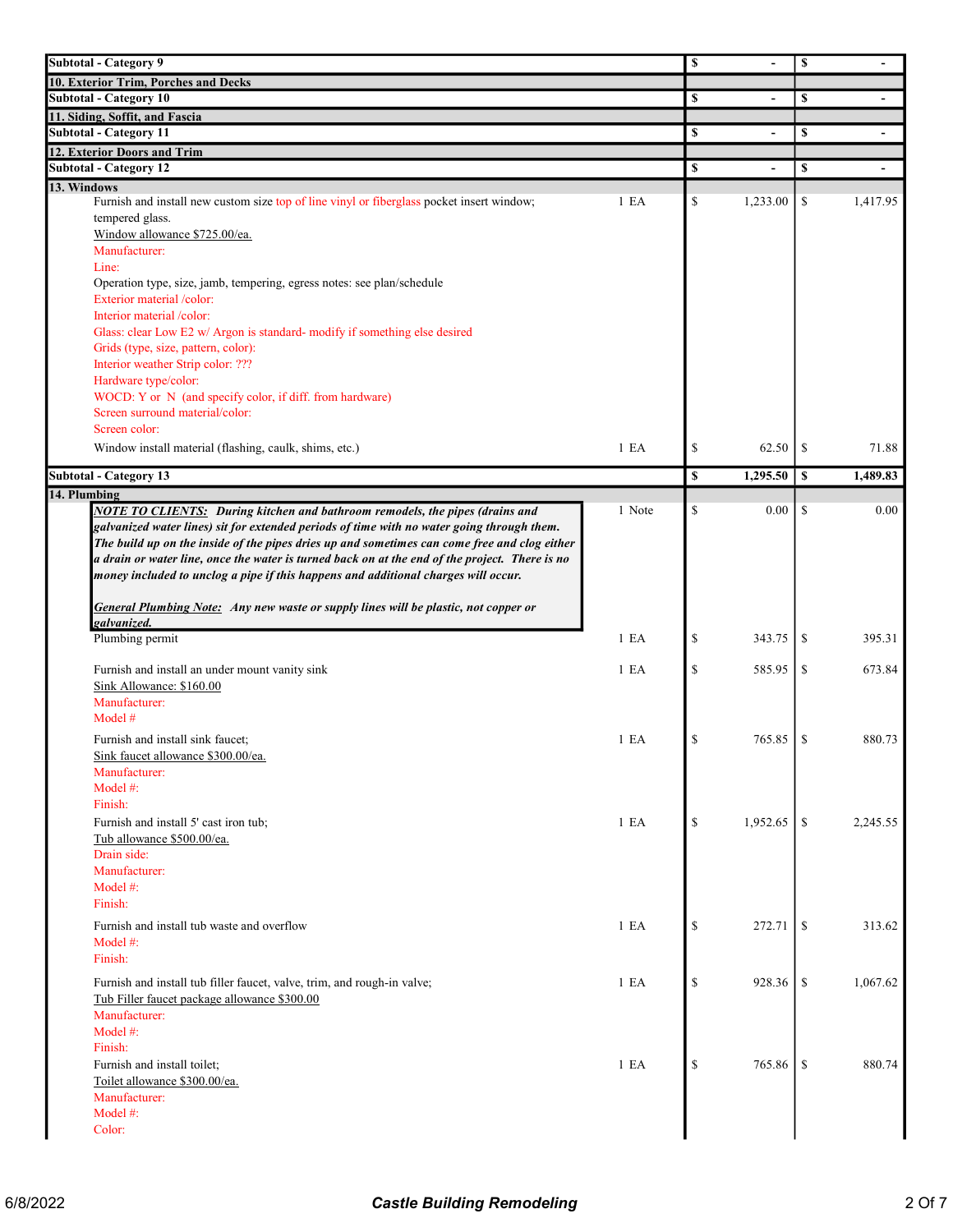| Description | Qty | Cost | Price |
|---|---|---|---|
| **Subtotal - Category 9** | | $ - | $ - |
| **10. Exterior Trim, Porches and Decks** | | | |
| **Subtotal - Category 10** | | $ - | $ - |
| **11. Siding, Soffit, and Fascia** | | | |
| **Subtotal - Category 11** | | $ - | $ - |
| **12. Exterior Doors and Trim** | | | |
| **Subtotal - Category 12** | | $ - | $ - |
| **13. Windows** | | | |
| Furnish and install new custom size top of line vinyl or fiberglass pocket insert window; tempered glass.<br>Window allowance $725.00/ea.<br>Manufacturer:<br>Line:<br>Operation type, size, jamb, tempering, egress notes: see plan/schedule<br>Exterior material /color:<br>Interior material /color:<br>Glass: clear Low E2 w/ Argon is standard- modify if something else desired<br>Grids (type, size, pattern, color):<br>Interior weather Strip color: ???<br>Hardware type/color:<br>WOCD: Y or N (and specify color, if diff. from hardware)<br>Screen surround material/color:<br>Screen color: | 1 EA | $ 1,233.00 | $ 1,417.95 |
| Window install material (flashing, caulk, shims, etc.) | 1 EA | $ 62.50 | $ 71.88 |
| **Subtotal - Category 13** | | **$ 1,295.50** | **$ 1,489.83** |
| **14. Plumbing** | | | |
| ***NOTE TO CLIENTS:*** ***During kitchen and bathroom remodels, the pipes (drains and galvanized water lines) sit for extended periods of time with no water going through them. The build up on the inside of the pipes dries up and sometimes can come free and clog either a drain or water line, once the water is turned back on at the end of the project. There is no money included to unclog a pipe if this happens and additional charges will occur.***<br><br>***General Plumbing Note:*** ***Any new waste or supply lines will be plastic, not copper or galvanized.*** | 1 Note | $ 0.00 | $ 0.00 |
| Plumbing permit | 1 EA | $ 343.75 | $ 395.31 |
| Furnish and install an under mount vanity sink<br>Sink Allowance: $160.00<br>Manufacturer:<br>Model # | 1 EA | $ 585.95 | $ 673.84 |
| Furnish and install sink faucet;<br>Sink faucet allowance $300.00/ea.<br>Manufacturer:<br>Model #:<br>Finish: | 1 EA | $ 765.85 | $ 880.73 |
| Furnish and install 5' cast iron tub;<br>Tub allowance $500.00/ea.<br>Drain side:<br>Manufacturer:<br>Model #:<br>Finish: | 1 EA | $ 1,952.65 | $ 2,245.55 |
| Furnish and install tub waste and overflow<br>Model #:<br>Finish: | 1 EA | $ 272.71 | $ 313.62 |
| Furnish and install tub filler faucet, valve, trim, and rough-in valve;<br>Tub Filler faucet package allowance $300.00<br>Manufacturer:<br>Model #:<br>Finish: | 1 EA | $ 928.36 | $ 1,067.62 |
| Furnish and install toilet;<br>Toilet allowance $300.00/ea.<br>Manufacturer:<br>Model #:<br>Color: | 1 EA | $ 765.86 | $ 880.74 |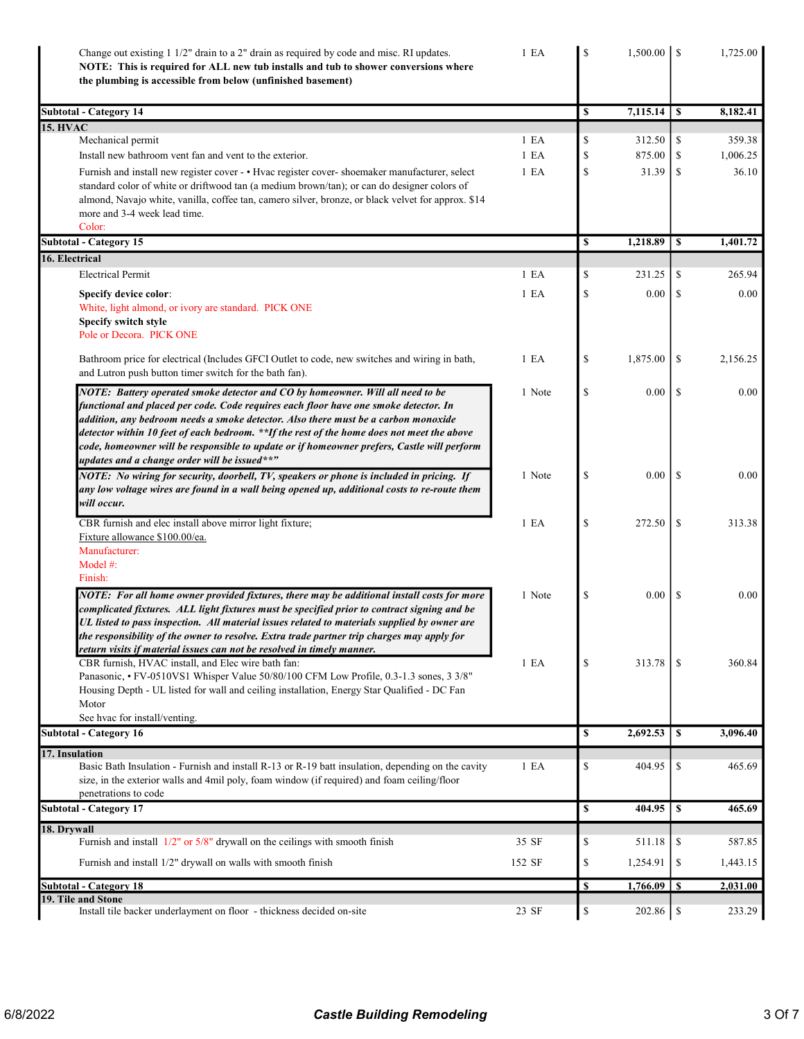| Description | Qty | | Cost | | Price |
|---|---|---|---|---|---|
| Change out existing 1 1/2" drain to a 2" drain as required by code and misc. RI updates. **NOTE: This is required for ALL new tub installs and tub to shower conversions where the plumbing is accessible from below (unfinished basement)** | 1 EA | $ | 1,500.00 | $ | 1,725.00 |
| **Subtotal - Category 14** | | **$** | **7,115.14** | **$** | **8,182.41** |
| **15. HVAC** | | | | | |
| Mechanical permit | 1 EA | $ | 312.50 | $ | 359.38 |
| Install new bathroom vent fan and vent to the exterior. | 1 EA | $ | 875.00 | $ | 1,006.25 |
| Furnish and install new register cover - • Hvac register cover- shoemaker manufacturer, select standard color of white or driftwood tan (a medium brown/tan); or can do designer colors of almond, Navajo white, vanilla, coffee tan, camero silver, bronze, or black velvet for approx. $14 more and 3-4 week lead time. Color: | 1 EA | $ | 31.39 | $ | 36.10 |
| **Subtotal - Category 15** | | **$** | **1,218.89** | **$** | **1,401.72** |
| **16. Electrical** | | | | | |
| Electrical Permit | 1 EA | $ | 231.25 | $ | 265.94 |
| **Specify device color**: White, light almond, or ivory are standard. PICK ONE **Specify switch style** Pole or Decora. PICK ONE | 1 EA | $ | 0.00 | $ | 0.00 |
| Bathroom price for electrical (Includes GFCI Outlet to code, new switches and wiring in bath, and Lutron push button timer switch for the bath fan). | 1 EA | $ | 1,875.00 | $ | 2,156.25 |
| ***NOTE: Battery operated smoke detector and CO by homeowner. Will all need to be functional and placed per code. Code requires each floor have one smoke detector. In addition, any bedroom needs a smoke detector. Also there must be a carbon monoxide detector within 10 feet of each bedroom. **If the rest of the home does not meet the above code, homeowner will be responsible to update or if homeowner prefers, Castle will perform updates and a change order will be issued**"*** | 1 Note | $ | 0.00 | $ | 0.00 |
| ***NOTE: No wiring for security, doorbell, TV, speakers or phone is included in pricing. If any low voltage wires are found in a wall being opened up, additional costs to re-route them will occur.*** | 1 Note | $ | 0.00 | $ | 0.00 |
| CBR furnish and elec install above mirror light fixture; Fixture allowance $100.00/ea. Manufacturer: Model #: Finish: | 1 EA | $ | 272.50 | $ | 313.38 |
| ***NOTE: For all home owner provided fixtures, there may be additional install costs for more complicated fixtures. ALL light fixtures must be specified prior to contract signing and be UL listed to pass inspection. All material issues related to materials supplied by owner are the responsibility of the owner to resolve. Extra trade partner trip charges may apply for return visits if material issues can not be resolved in timely manner.*** | 1 Note | $ | 0.00 | $ | 0.00 |
| CBR furnish, HVAC install, and Elec wire bath fan: Panasonic, • FV-0510VS1 Whisper Value 50/80/100 CFM Low Profile, 0.3-1.3 sones, 3 3/8" Housing Depth - UL listed for wall and ceiling installation, Energy Star Qualified - DC Fan Motor See hvac for install/venting. | 1 EA | $ | 313.78 | $ | 360.84 |
| **Subtotal - Category 16** | | **$** | **2,692.53** | **$** | **3,096.40** |
| **17. Insulation** | | | | | |
| Basic Bath Insulation - Furnish and install R-13 or R-19 batt insulation, depending on the cavity size, in the exterior walls and 4mil poly, foam window (if required) and foam ceiling/floor penetrations to code | 1 EA | $ | 404.95 | $ | 465.69 |
| **Subtotal - Category 17** | | **$** | **404.95** | **$** | **465.69** |
| **18. Drywall** | | | | | |
| Furnish and install 1/2" or 5/8" drywall on the ceilings with smooth finish | 35 SF | $ | 511.18 | $ | 587.85 |
| Furnish and install 1/2" drywall on walls with smooth finish | 152 SF | $ | 1,254.91 | $ | 1,443.15 |
| **Subtotal - Category 18** | | **$** | **1,766.09** | **$** | **2,031.00** |
| **19. Tile and Stone** | | | | | |
| Install tile backer underlayment on floor - thickness decided on-site | 23 SF | $ | 202.86 | $ | 233.29 |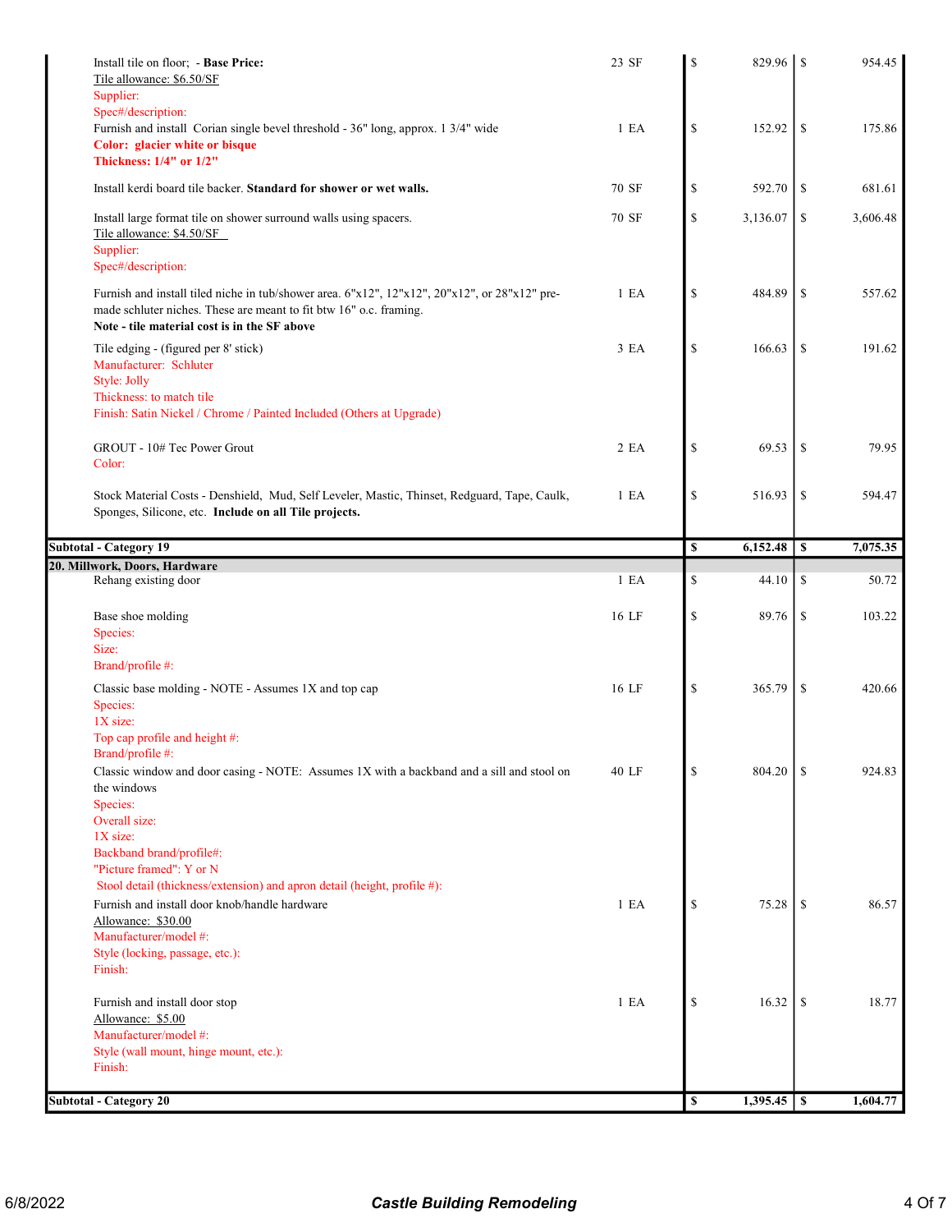| Description | Qty | Cost | Price |
|---|---|---|---|
| Install tile on floor; - **Base Price:**<br>Tile allowance: $6.50/SF<br>Supplier:<br>Spec#/description: | 23 SF | $ 829.96 | $ 954.45 |
| Furnish and install Corian single bevel threshold - 36" long, approx. 1 3/4" wide<br>**Color: glacier white or bisque**<br>**Thickness: 1/4" or 1/2"** | 1 EA | $ 152.92 | $ 175.86 |
| Install kerdi board tile backer. **Standard for shower or wet walls.** | 70 SF | $ 592.70 | $ 681.61 |
| Install large format tile on shower surround walls using spacers.<br>Tile allowance: $4.50/SF<br>Supplier:<br>Spec#/description: | 70 SF | $ 3,136.07 | $ 3,606.48 |
| Furnish and install tiled niche in tub/shower area. 6"x12", 12"x12", 20"x12", or 28"x12" pre-made schluter niches. These are meant to fit btw 16" o.c. framing.<br>**Note - tile material cost is in the SF above** | 1 EA | $ 484.89 | $ 557.62 |
| Tile edging - (figured per 8' stick)<br>Manufacturer: Schluter<br>Style: Jolly<br>Thickness: to match tile<br>Finish: Satin Nickel / Chrome / Painted Included (Others at Upgrade) | 3 EA | $ 166.63 | $ 191.62 |
| GROUT - 10# Tec Power Grout<br>Color: | 2 EA | $ 69.53 | $ 79.95 |
| Stock Material Costs - Denshield, Mud, Self Leveler, Mastic, Thinset, Redguard, Tape, Caulk, Sponges, Silicone, etc. **Include on all Tile projects.** | 1 EA | $ 516.93 | $ 594.47 |
| **Subtotal - Category 19** | | **$ 6,152.48** | **$ 7,075.35** |
| **20. Millwork, Doors, Hardware** | | | |
| Rehang existing door | 1 EA | $ 44.10 | $ 50.72 |
| Base shoe molding<br>Species:<br>Size:<br>Brand/profile #: | 16 LF | $ 89.76 | $ 103.22 |
| Classic base molding - NOTE - Assumes 1X and top cap<br>Species:<br>1X size:<br>Top cap profile and height #:<br>Brand/profile #: | 16 LF | $ 365.79 | $ 420.66 |
| Classic window and door casing - NOTE: Assumes 1X with a backband and a sill and stool on the windows<br>Species:<br>Overall size:<br>1X size:<br>Backband brand/profile#:<br>"Picture framed": Y or N<br>Stool detail (thickness/extension) and apron detail (height, profile #): | 40 LF | $ 804.20 | $ 924.83 |
| Furnish and install door knob/handle hardware<br>Allowance: $30.00<br>Manufacturer/model #:<br>Style (locking, passage, etc.):<br>Finish: | 1 EA | $ 75.28 | $ 86.57 |
| Furnish and install door stop<br>Allowance: $5.00<br>Manufacturer/model #:<br>Style (wall mount, hinge mount, etc.):<br>Finish: | 1 EA | $ 16.32 | $ 18.77 |
| **Subtotal - Category 20** | | **$ 1,395.45** | **$ 1,604.77** |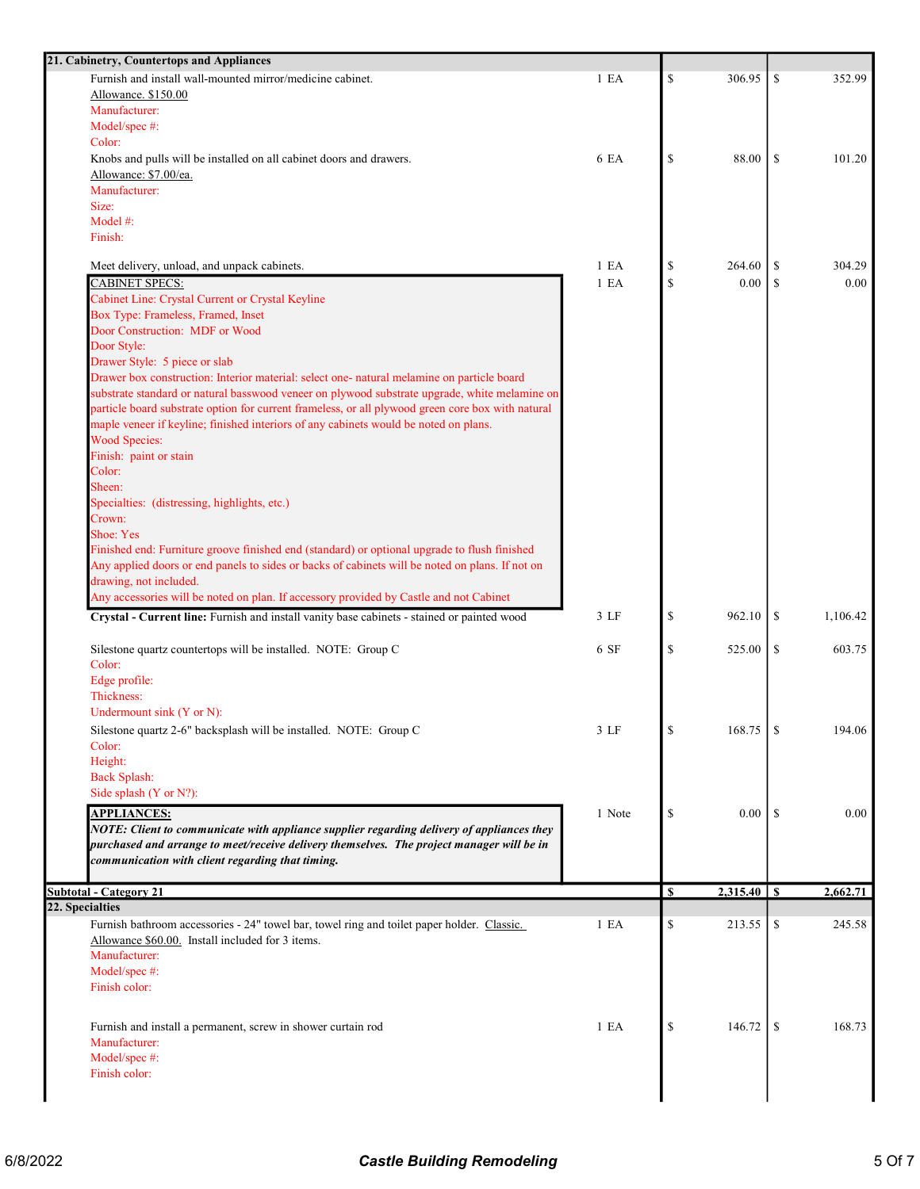| 21. Cabinetry, Countertops and Appliances | | | | | |
|---|---|---|---|---|---|
| Furnish and install wall-mounted mirror/medicine cabinet.<br>Allowance. $150.00<br>Manufacturer:<br>Model/spec #:<br>Color: | 1 EA | $ | 306.95 | $ | 352.99 |
| Knobs and pulls will be installed on all cabinet doors and drawers.<br>Allowance: $7.00/ea.<br>Manufacturer:<br>Size:<br>Model #:<br>Finish: | 6 EA | $ | 88.00 | $ | 101.20 |
| Meet delivery, unload, and unpack cabinets. | 1 EA | $ | 264.60 | $ | 304.29 |
| CABINET SPECS:<br>Cabinet Line: Crystal Current or Crystal Keyline<br>Box Type: Frameless, Framed, Inset<br>Door Construction: MDF or Wood<br>Door Style:<br>Drawer Style: 5 piece or slab<br>Drawer box construction: Interior material: select one- natural melamine on particle board substrate standard or natural basswood veneer on plywood substrate upgrade, white melamine on particle board substrate option for current frameless, or all plywood green core box with natural maple veneer if keyline; finished interiors of any cabinets would be noted on plans.<br>Wood Species:<br>Finish: paint or stain<br>Color:<br>Sheen:<br>Specialties: (distressing, highlights, etc.)<br>Crown:<br>Shoe: Yes<br>Finished end: Furniture groove finished end (standard) or optional upgrade to flush finished<br>Any applied doors or end panels to sides or backs of cabinets will be noted on plans. If not on drawing, not included.<br>Any accessories will be noted on plan. If accessory provided by Castle and not Cabinet | 1 EA | $ | 0.00 | $ | 0.00 |
| **Crystal - Current line:** Furnish and install vanity base cabinets - stained or painted wood | 3 LF | $ | 962.10 | $ | 1,106.42 |
| Silestone quartz countertops will be installed. NOTE: Group C<br>Color:<br>Edge profile:<br>Thickness:<br>Undermount sink (Y or N): | 6 SF | $ | 525.00 | $ | 603.75 |
| Silestone quartz 2-6" backsplash will be installed. NOTE: Group C<br>Color:<br>Height:<br>Back Splash:<br>Side splash (Y or N?): | 3 LF | $ | 168.75 | $ | 194.06 |
| **APPLIANCES:**<br>***NOTE: Client to communicate with appliance supplier regarding delivery of appliances they purchased and arrange to meet/receive delivery themselves. The project manager will be in communication with client regarding that timing.*** | 1 Note | $ | 0.00 | $ | 0.00 |
| **Subtotal - Category 21** | | **$** | **2,315.40** | **$** | **2,662.71** |
| **22. Specialties** | | | | | |
| Furnish bathroom accessories - 24" towel bar, towel ring and toilet paper holder. Classic. Allowance $60.00. Install included for 3 items.<br>Manufacturer:<br>Model/spec #:<br>Finish color: | 1 EA | $ | 213.55 | $ | 245.58 |
| Furnish and install a permanent, screw in shower curtain rod<br>Manufacturer:<br>Model/spec #:<br>Finish color: | 1 EA | $ | 146.72 | $ | 168.73 |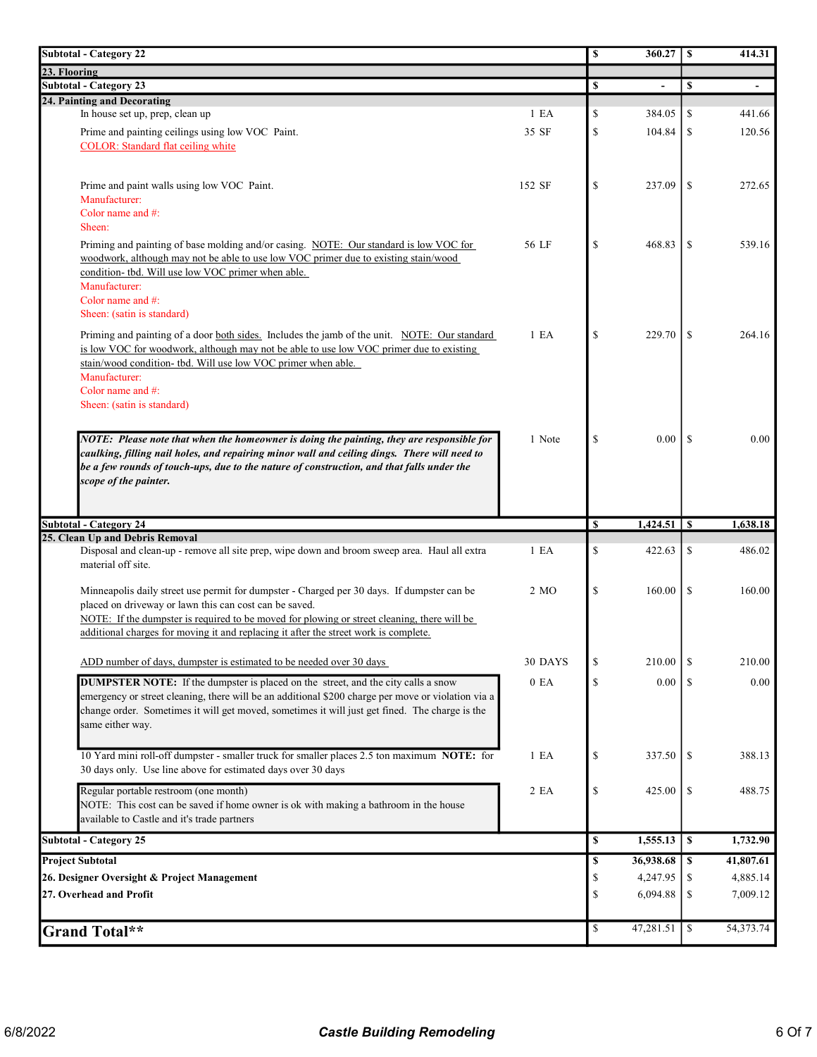| Description | Qty | | Cost 1 | | Cost 2 |
|---|---|---|---|---|---|
| **Subtotal - Category 22** | | **$** | **360.27** | **$** | **414.31** |
| **23. Flooring** | | | | | |
| **Subtotal - Category 23** | | **$** | **-** | **$** | **-** |
| **24. Painting and Decorating** | | | | | |
| In house set up, prep, clean up | 1 EA | $ | 384.05 | $ | 441.66 |
| Prime and painting ceilings using low VOC Paint. COLOR: Standard flat ceiling white | 35 SF | $ | 104.84 | $ | 120.56 |
| Prime and paint walls using low VOC Paint. Manufacturer: Color name and #: Sheen: | 152 SF | $ | 237.09 | $ | 272.65 |
| Priming and painting of base molding and/or casing. NOTE: Our standard is low VOC for woodwork, although may not be able to use low VOC primer due to existing stain/wood condition- tbd. Will use low VOC primer when able. Manufacturer: Color name and #: Sheen: (satin is standard) | 56 LF | $ | 468.83 | $ | 539.16 |
| Priming and painting of a door both sides. Includes the jamb of the unit. NOTE: Our standard is low VOC for woodwork, although may not be able to use low VOC primer due to existing stain/wood condition- tbd. Will use low VOC primer when able. Manufacturer: Color name and #: Sheen: (satin is standard) | 1 EA | $ | 229.70 | $ | 264.16 |
| ***NOTE: Please note that when the homeowner is doing the painting, they are responsible for caulking, filling nail holes, and repairing minor wall and ceiling dings. There will need to be a few rounds of touch-ups, due to the nature of construction, and that falls under the scope of the painter.*** | 1 Note | $ | 0.00 | $ | 0.00 |
| **Subtotal - Category 24** | | **$** | **1,424.51** | **$** | **1,638.18** |
| **25. Clean Up and Debris Removal** | | | | | |
| Disposal and clean-up - remove all site prep, wipe down and broom sweep area. Haul all extra material off site. | 1 EA | $ | 422.63 | $ | 486.02 |
| Minneapolis daily street use permit for dumpster - Charged per 30 days. If dumpster can be placed on driveway or lawn this can cost can be saved. NOTE: If the dumpster is required to be moved for plowing or street cleaning, there will be additional charges for moving it and replacing it after the street work is complete. | 2 MO | $ | 160.00 | $ | 160.00 |
| ADD number of days, dumpster is estimated to be needed over 30 days | 30 DAYS | $ | 210.00 | $ | 210.00 |
| **DUMPSTER NOTE:** If the dumpster is placed on the street, and the city calls a snow emergency or street cleaning, there will be an additional $200 charge per move or violation via a change order. Sometimes it will get moved, sometimes it will just get fined. The charge is the same either way. | 0 EA | $ | 0.00 | $ | 0.00 |
| 10 Yard mini roll-off dumpster - smaller truck for smaller places 2.5 ton maximum **NOTE:** for 30 days only. Use line above for estimated days over 30 days | 1 EA | $ | 337.50 | $ | 388.13 |
| Regular portable restroom (one month) NOTE: This cost can be saved if home owner is ok with making a bathroom in the house available to Castle and it's trade partners | 2 EA | $ | 425.00 | $ | 488.75 |
| **Subtotal - Category 25** | | **$** | **1,555.13** | **$** | **1,732.90** |
| **Project Subtotal** | | **$** | **36,938.68** | **$** | **41,807.61** |
| **26. Designer Oversight & Project Management** | | $ | 4,247.95 | $ | 4,885.14 |
| **27. Overhead and Profit** | | $ | 6,094.88 | $ | 7,009.12 |
| **Grand Total\*\*** | | $ | 47,281.51 | $ | 54,373.74 |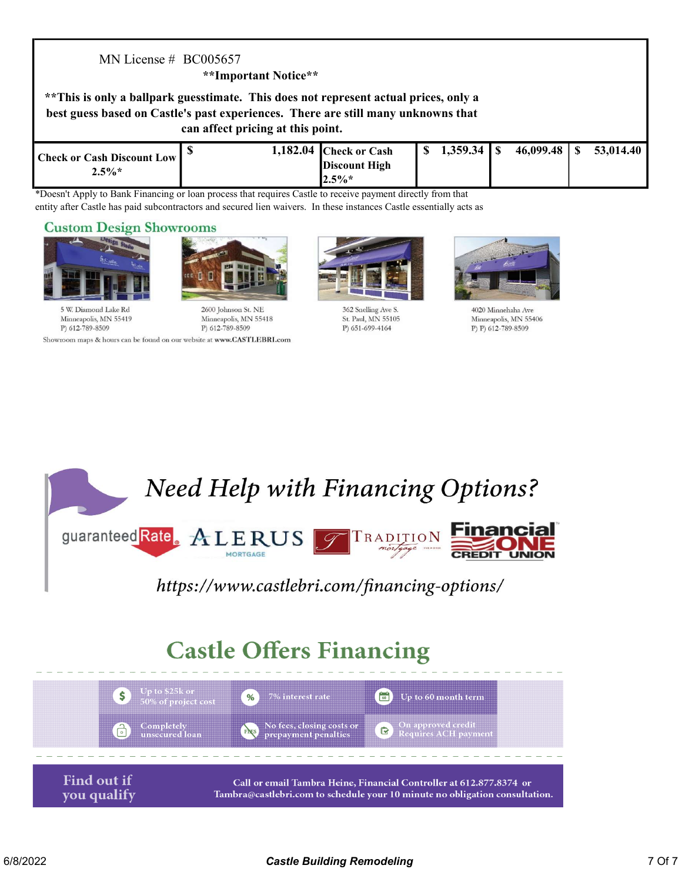MN License # BC005657

**Important Notice**

**This is only a ballpark guesstimate. This does not represent actual prices, only a best guess based on Castle's past experiences. There are still many unknowns that can affect pricing at this point.**

| | | | | | |
|---|---|---|---|---|---|
| **Check or Cash Discount Low 2.5%*** | **$ 1,182.04** | **Check or Cash Discount High 2.5%*** | **$ 1,359.34** | **$ 46,099.48** | **$ 53,014.40** |

*Doesn't Apply to Bank Financing or loan process that requires Castle to receive payment directly from that entity after Castle has paid subcontractors and secured lien waivers. In these instances Castle essentially acts as

## Custom Design Showrooms

5 W. Diamond Lake Rd
Minneapolis, MN 55419
P) 612-789-8509

2600 Johnson St. NE
Minneapolis, MN 55418
P) 612-789-8509

362 Snelling Ave S.
St. Paul, MN 55105
P) 651-699-4164

4020 Minnehaha Ave
Minneapolis, MN 55406
P) P) 612-789-8509

Showroom maps & hours can be found on our website at www.CASTLEBRI.com

## *Need Help with Financing Options?*

guaranteed Rate · ALERUS MORTGAGE · Tradition Mortgage · Financial ONE Credit Union

*https://www.castlebri.com/financing-options/*

## Castle Offers Financing

- Up to $25k or 50% of project cost
- 7% interest rate
- Up to 60 month term
- Completely unsecured loan
- No fees, closing costs or prepayment penalties
- On approved credit Requires ACH payment

**Find out if you qualify**

Call or email Tambra Heine, Financial Controller at 612.877.8374 or Tambra@castlebri.com to schedule your 10 minute no obligation consultation.

6/8/2022 — Castle Building Remodeling